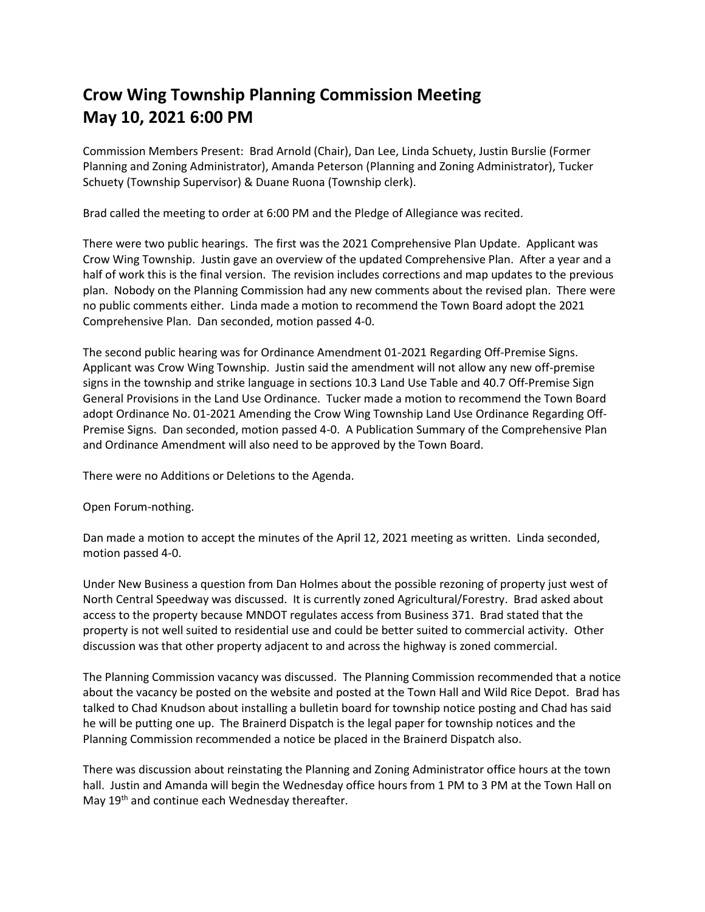# Crow Wing Township Planning Commission Meeting
# May 10, 2021 6:00 PM

Commission Members Present: Brad Arnold (Chair), Dan Lee, Linda Schuety, Justin Burslie (Former Planning and Zoning Administrator), Amanda Peterson (Planning and Zoning Administrator), Tucker Schuety (Township Supervisor) & Duane Ruona (Township clerk).

Brad called the meeting to order at 6:00 PM and the Pledge of Allegiance was recited.

There were two public hearings. The first was the 2021 Comprehensive Plan Update. Applicant was Crow Wing Township. Justin gave an overview of the updated Comprehensive Plan. After a year and a half of work this is the final version. The revision includes corrections and map updates to the previous plan. Nobody on the Planning Commission had any new comments about the revised plan. There were no public comments either. Linda made a motion to recommend the Town Board adopt the 2021 Comprehensive Plan. Dan seconded, motion passed 4-0.

The second public hearing was for Ordinance Amendment 01-2021 Regarding Off-Premise Signs. Applicant was Crow Wing Township. Justin said the amendment will not allow any new off-premise signs in the township and strike language in sections 10.3 Land Use Table and 40.7 Off-Premise Sign General Provisions in the Land Use Ordinance. Tucker made a motion to recommend the Town Board adopt Ordinance No. 01-2021 Amending the Crow Wing Township Land Use Ordinance Regarding Off-Premise Signs. Dan seconded, motion passed 4-0. A Publication Summary of the Comprehensive Plan and Ordinance Amendment will also need to be approved by the Town Board.

There were no Additions or Deletions to the Agenda.

Open Forum-nothing.

Dan made a motion to accept the minutes of the April 12, 2021 meeting as written. Linda seconded, motion passed 4-0.

Under New Business a question from Dan Holmes about the possible rezoning of property just west of North Central Speedway was discussed. It is currently zoned Agricultural/Forestry. Brad asked about access to the property because MNDOT regulates access from Business 371. Brad stated that the property is not well suited to residential use and could be better suited to commercial activity. Other discussion was that other property adjacent to and across the highway is zoned commercial.

The Planning Commission vacancy was discussed. The Planning Commission recommended that a notice about the vacancy be posted on the website and posted at the Town Hall and Wild Rice Depot. Brad has talked to Chad Knudson about installing a bulletin board for township notice posting and Chad has said he will be putting one up. The Brainerd Dispatch is the legal paper for township notices and the Planning Commission recommended a notice be placed in the Brainerd Dispatch also.

There was discussion about reinstating the Planning and Zoning Administrator office hours at the town hall. Justin and Amanda will begin the Wednesday office hours from 1 PM to 3 PM at the Town Hall on May 19th and continue each Wednesday thereafter.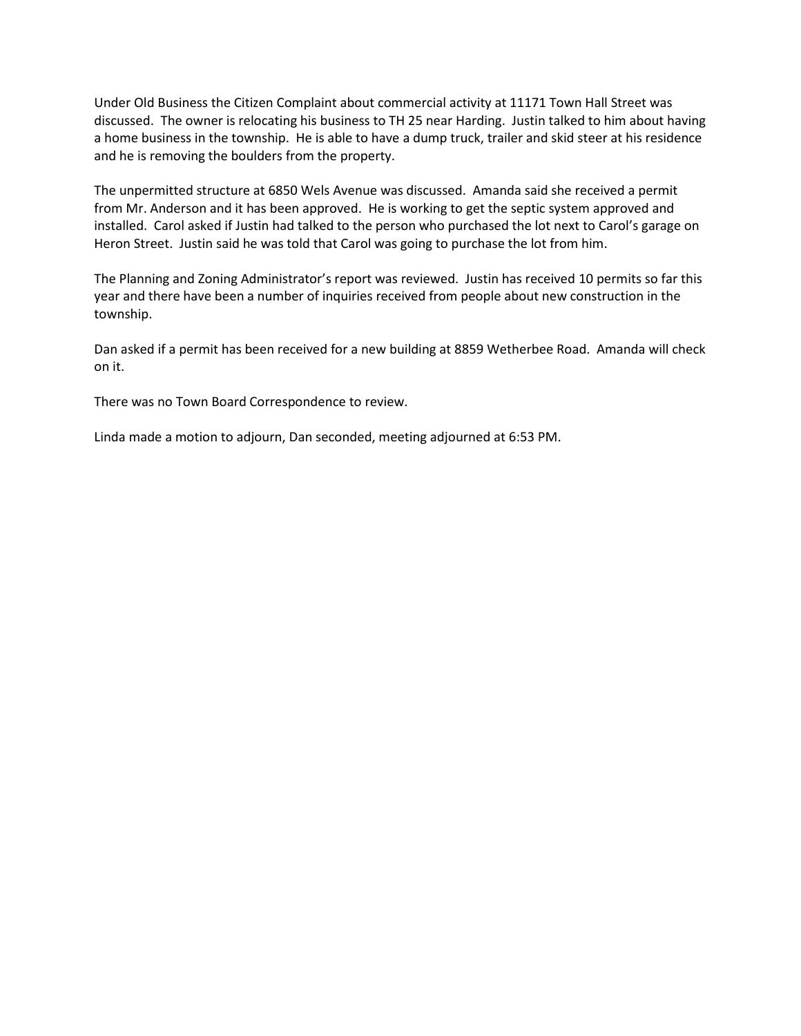Under Old Business the Citizen Complaint about commercial activity at 11171 Town Hall Street was discussed. The owner is relocating his business to TH 25 near Harding. Justin talked to him about having a home business in the township. He is able to have a dump truck, trailer and skid steer at his residence and he is removing the boulders from the property.

The unpermitted structure at 6850 Wels Avenue was discussed. Amanda said she received a permit from Mr. Anderson and it has been approved. He is working to get the septic system approved and installed. Carol asked if Justin had talked to the person who purchased the lot next to Carol's garage on Heron Street. Justin said he was told that Carol was going to purchase the lot from him.

The Planning and Zoning Administrator's report was reviewed. Justin has received 10 permits so far this year and there have been a number of inquiries received from people about new construction in the township.

Dan asked if a permit has been received for a new building at 8859 Wetherbee Road. Amanda will check on it.

There was no Town Board Correspondence to review.

Linda made a motion to adjourn, Dan seconded, meeting adjourned at 6:53 PM.